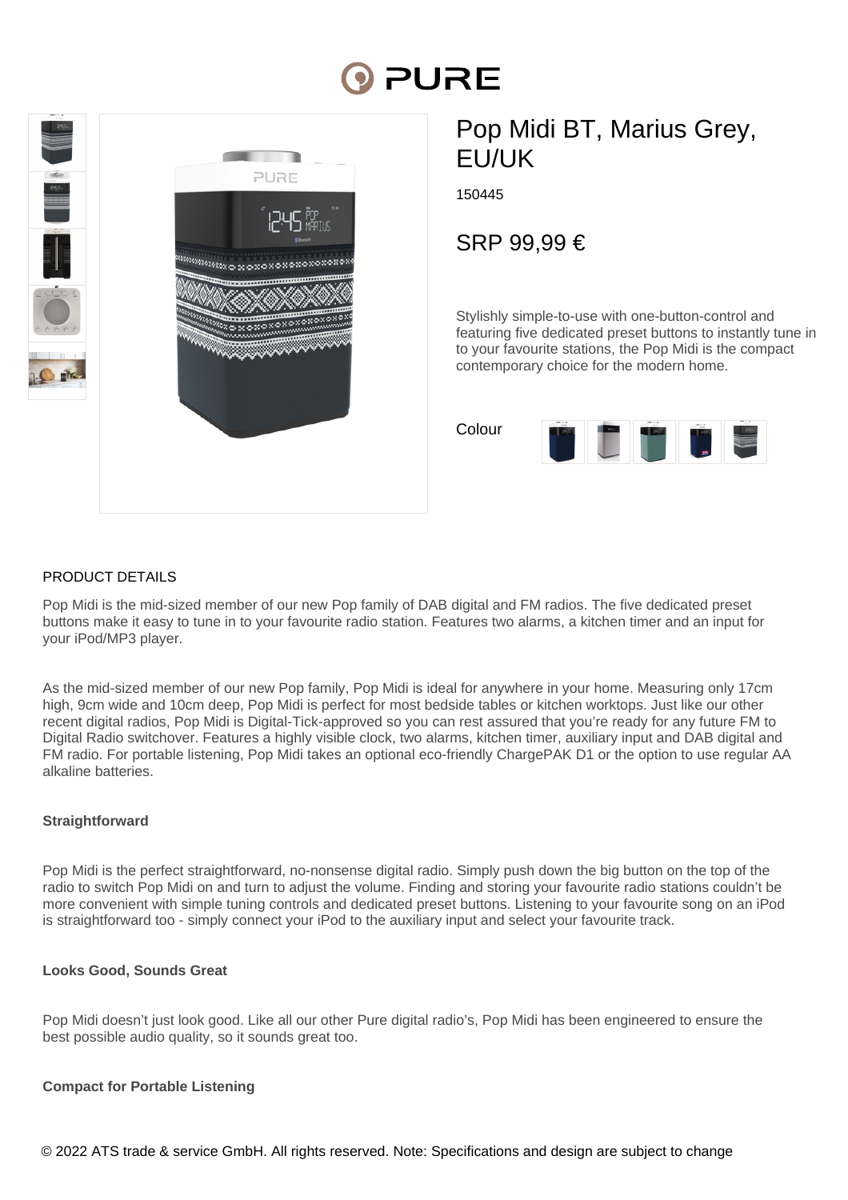# Pop Midi BT, Marius Grey, EU/UK

150445

## SRP 99,99 €

Stylishly simple-to-use with one-button-control and featuring five dedicated preset buttons to instantly tune in to your favourite stations, the Pop Midi is the compact contemporary choice for the modern home.

Colour

## PRODUCT DETAILS

Pop Midi is the mid-sized member of our new Pop family of DAB digital and FM radios. The five dedicated preset buttons make it easy to tune in to your favourite radio station. Features two alarms, a kitchen timer and an input for your iPod/MP3 player.

As the mid-sized member of our new Pop family, Pop Midi is ideal for anywhere in your home. Measuring only 17cm high, 9cm wide and 10cm deep, Pop Midi is perfect for most bedside tables or kitchen worktops. Just like our other recent digital radios, Pop Midi is Digital-Tick-approved so you can rest assured that you're ready for any future FM to Digital Radio switchover. Features a highly visible clock, two alarms, kitchen timer, auxiliary input and DAB digital and FM radio. For portable listening, Pop Midi takes an optional eco-friendly ChargePAK D1 or the option to use regular AA alkaline batteries.

**Straightforward**

Pop Midi is the perfect straightforward, no-nonsense digital radio. Simply push down the big button on the top of the radio to switch Pop Midi on and turn to adjust the volume. Finding and storing your favourite radio stations couldn't be more convenient with simple tuning controls and dedicated preset buttons. Listening to your favourite song on an iPod is straightforward too - simply connect your iPod to the auxiliary input and select your favourite track.

**Looks Good, Sounds Great**

Pop Midi doesn't just look good. Like all our other Pure digital radio's, Pop Midi has been engineered to ensure the best possible audio quality, so it sounds great too.

**Compact for Portable Listening**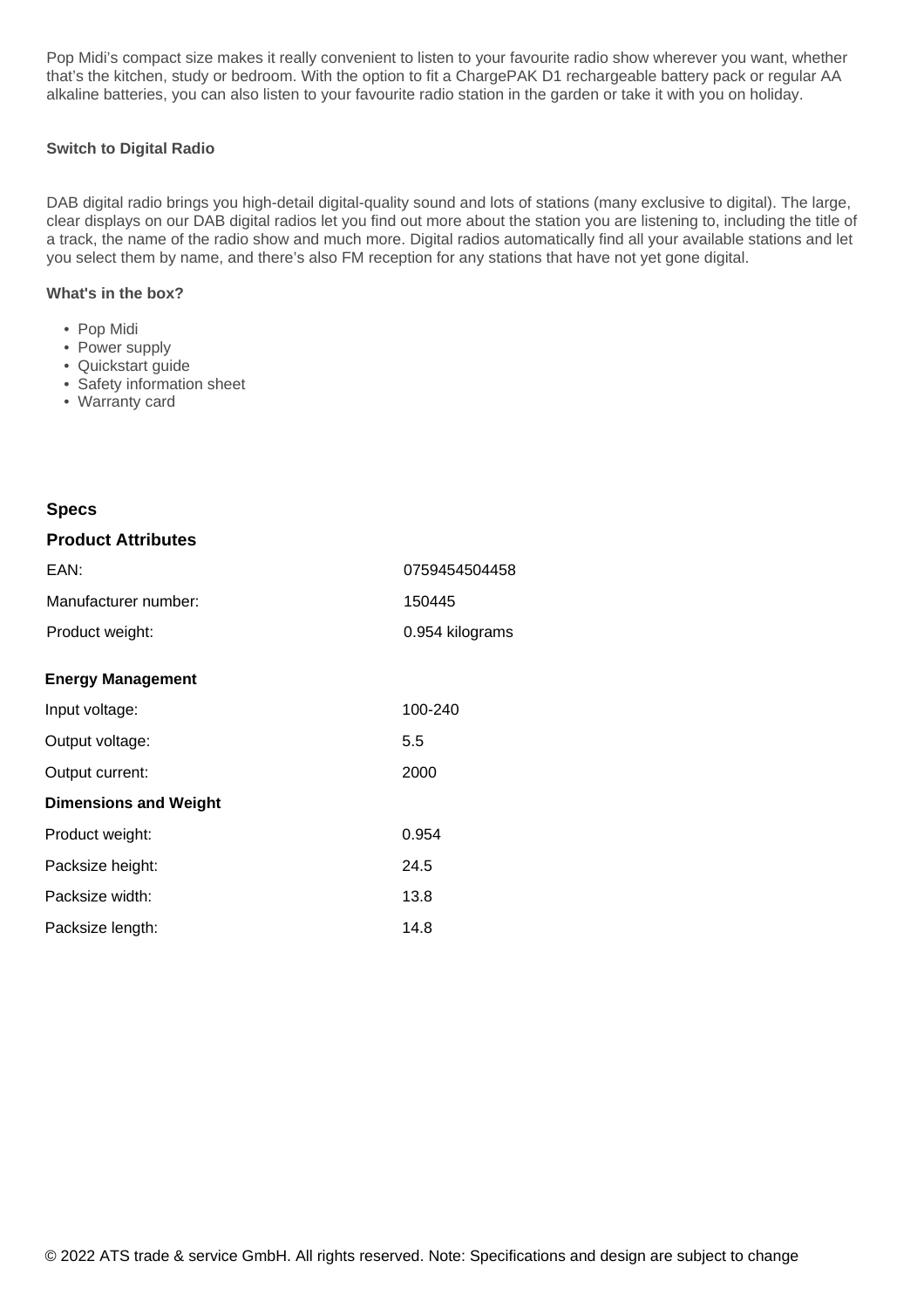Pop Midi's compact size makes it really convenient to listen to your favourite radio show wherever you want, whether that's the kitchen, study or bedroom. With the option to fit a ChargePAK D1 rechargeable battery pack or regular AA alkaline batteries, you can also listen to your favourite radio station in the garden or take it with you on holiday.

**Switch to Digital Radio**

DAB digital radio brings you high-detail digital-quality sound and lots of stations (many exclusive to digital). The large, clear displays on our DAB digital radios let you find out more about the station you are listening to, including the title of a track, the name of the radio show and much more. Digital radios automatically find all your available stations and let you select them by name, and there's also FM reception for any stations that have not yet gone digital.

**What's in the box?**

- Pop Midi
- Power supply
- Quickstart guide
- Safety information sheet
- Warranty card

## Specs

### Product Attributes

| | |
|---|---|
| EAN: | 0759454504458 |
| Manufacturer number: | 150445 |
| Product weight: | 0.954 kilograms |

### Energy Management

| | |
|---|---|
| Input voltage: | 100-240 |
| Output voltage: | 5.5 |
| Output current: | 2000 |

### Dimensions and Weight

| | |
|---|---|
| Product weight: | 0.954 |
| Packsize height: | 24.5 |
| Packsize width: | 13.8 |
| Packsize length: | 14.8 |

© 2022 ATS trade & service GmbH. All rights reserved. Note: Specifications and design are subject to change